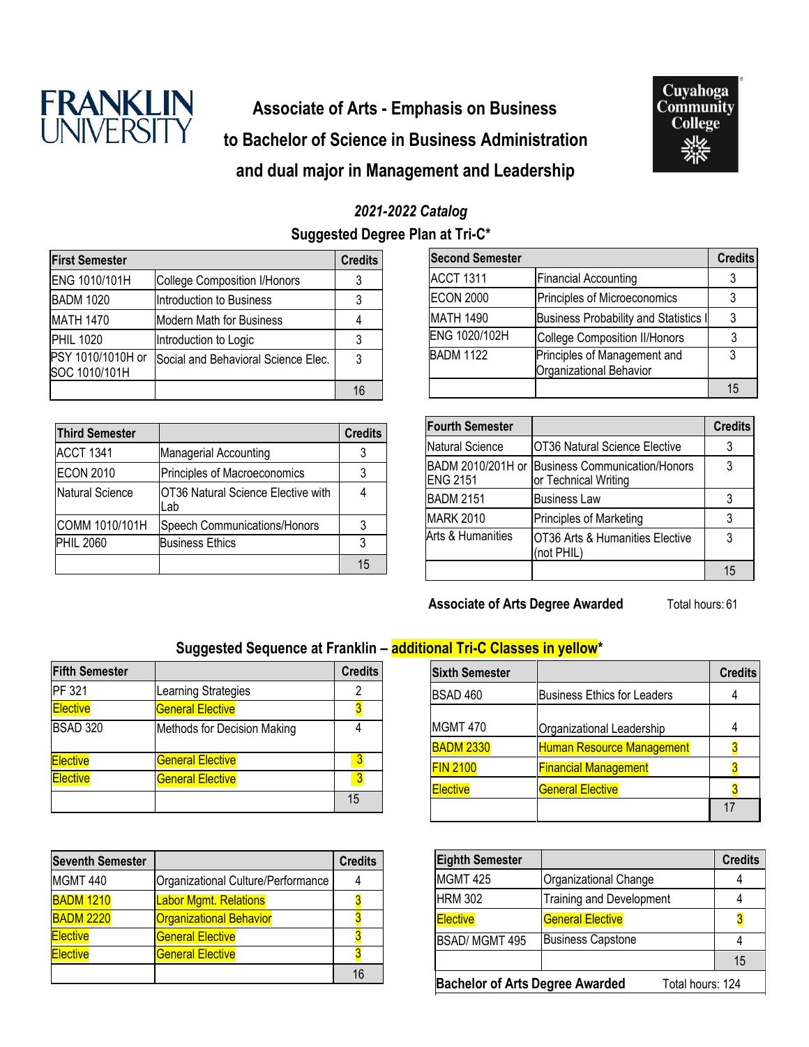FRANKLIN UNIVERSITY

# Associate of Arts - Emphasis on Business to Bachelor of Science in Business Administration and dual major in Management and Leadership

Cuyahoga Community College

*2021-2022 Catalog*

## Suggested Degree Plan at Tri-C*

| First Semester | | Credits |
|---|---|---|
| ENG 1010/101H | College Composition I/Honors | 3 |
| BADM 1020 | Introduction to Business | 3 |
| MATH 1470 | Modern Math for Business | 4 |
| PHIL 1020 | Introduction to Logic | 3 |
| PSY 1010/1010H or SOC 1010/101H | Social and Behavioral Science Elec. | 3 |
| | | 16 |

| Second Semester | | Credits |
|---|---|---|
| ACCT 1311 | Financial Accounting | 3 |
| ECON 2000 | Principles of Microeconomics | 3 |
| MATH 1490 | Business Probability and Statistics I | 3 |
| ENG 1020/102H | College Composition II/Honors | 3 |
| BADM 1122 | Principles of Management and Organizational Behavior | 3 |
| | | 15 |

| Third Semester | | Credits |
|---|---|---|
| ACCT 1341 | Managerial Accounting | 3 |
| ECON 2010 | Principles of Macroeconomics | 3 |
| Natural Science | OT36 Natural Science Elective with Lab | 4 |
| COMM 1010/101H | Speech Communications/Honors | 3 |
| PHIL 2060 | Business Ethics | 3 |
| | | 15 |

| Fourth Semester | | Credits |
|---|---|---|
| Natural Science | OT36 Natural Science Elective | 3 |
| BADM 2010/201H or ENG 2151 | Business Communication/Honors or Technical Writing | 3 |
| BADM 2151 | Business Law | 3 |
| MARK 2010 | Principles of Marketing | 3 |
| Arts & Humanities | OT36 Arts & Humanities Elective (not PHIL) | 3 |
| | | 15 |

**Associate of Arts Degree Awarded** Total hours: 61

## Suggested Sequence at Franklin – additional Tri-C Classes in yellow*

| Fifth Semester | | Credits |
|---|---|---|
| PF 321 | Learning Strategies | 2 |
| Elective | General Elective | 3 |
| BSAD 320 | Methods for Decision Making | 4 |
| Elective | General Elective | 3 |
| Elective | General Elective | 3 |
| | | 15 |

| Sixth Semester | | Credits |
|---|---|---|
| BSAD 460 | Business Ethics for Leaders | 4 |
| MGMT 470 | Organizational Leadership | 4 |
| BADM 2330 | Human Resource Management | 3 |
| FIN 2100 | Financial Management | 3 |
| Elective | General Elective | 3 |
| | | 17 |

| Seventh Semester | | Credits |
|---|---|---|
| MGMT 440 | Organizational Culture/Performance | 4 |
| BADM 1210 | Labor Mgmt. Relations | 3 |
| BADM 2220 | Organizational Behavior | 3 |
| Elective | General Elective | 3 |
| Elective | General Elective | 3 |
| | | 16 |

| Eighth Semester | | Credits |
|---|---|---|
| MGMT 425 | Organizational Change | 4 |
| HRM 302 | Training and Development | 4 |
| Elective | General Elective | 3 |
| BSAD/ MGMT 495 | Business Capstone | 4 |
| | | 15 |

**Bachelor of Arts Degree Awarded** Total hours: 124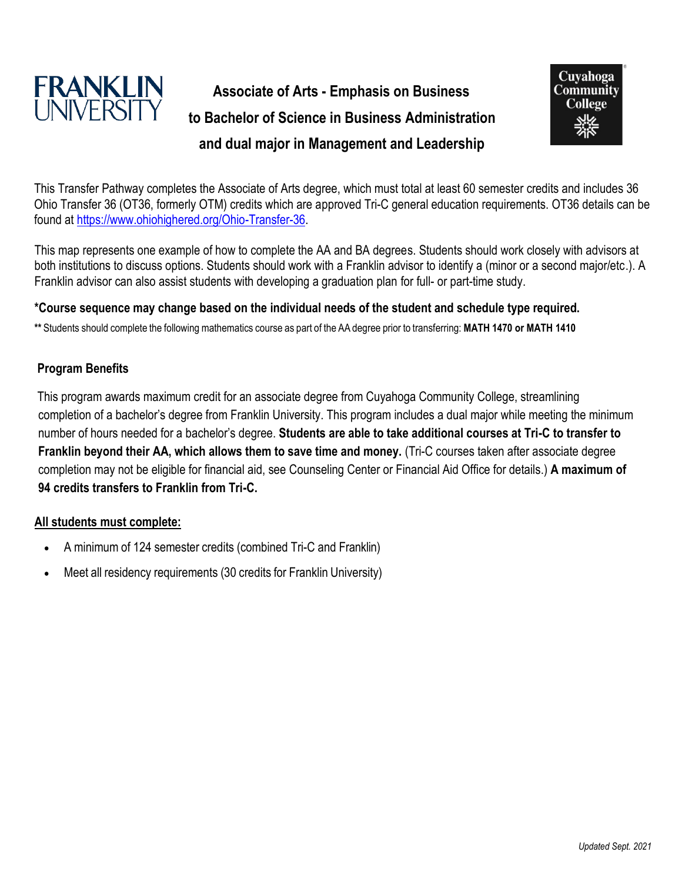FRANKLIN UNIVERSITY

# Associate of Arts - Emphasis on Business to Bachelor of Science in Business Administration and dual major in Management and Leadership

Cuyahoga Community College

This Transfer Pathway completes the Associate of Arts degree, which must total at least 60 semester credits and includes 36 Ohio Transfer 36 (OT36, formerly OTM) credits which are approved Tri-C general education requirements. OT36 details can be found at https://www.ohiohighered.org/Ohio-Transfer-36.

This map represents one example of how to complete the AA and BA degrees. Students should work closely with advisors at both institutions to discuss options. Students should work with a Franklin advisor to identify a (minor or a second major/etc.). A Franklin advisor can also assist students with developing a graduation plan for full- or part-time study.

**\*Course sequence may change based on the individual needs of the student and schedule type required.**

\*\* Students should complete the following mathematics course as part of the AA degree prior to transferring: **MATH 1470 or MATH 1410**

### Program Benefits

This program awards maximum credit for an associate degree from Cuyahoga Community College, streamlining completion of a bachelor's degree from Franklin University. This program includes a dual major while meeting the minimum number of hours needed for a bachelor's degree. **Students are able to take additional courses at Tri-C to transfer to Franklin beyond their AA, which allows them to save time and money.** (Tri-C courses taken after associate degree completion may not be eligible for financial aid, see Counseling Center or Financial Aid Office for details.) **A maximum of 94 credits transfers to Franklin from Tri-C.**

**<u>All students must complete:</u>**

- A minimum of 124 semester credits (combined Tri-C and Franklin)
- Meet all residency requirements (30 credits for Franklin University)

*Updated Sept. 2021*